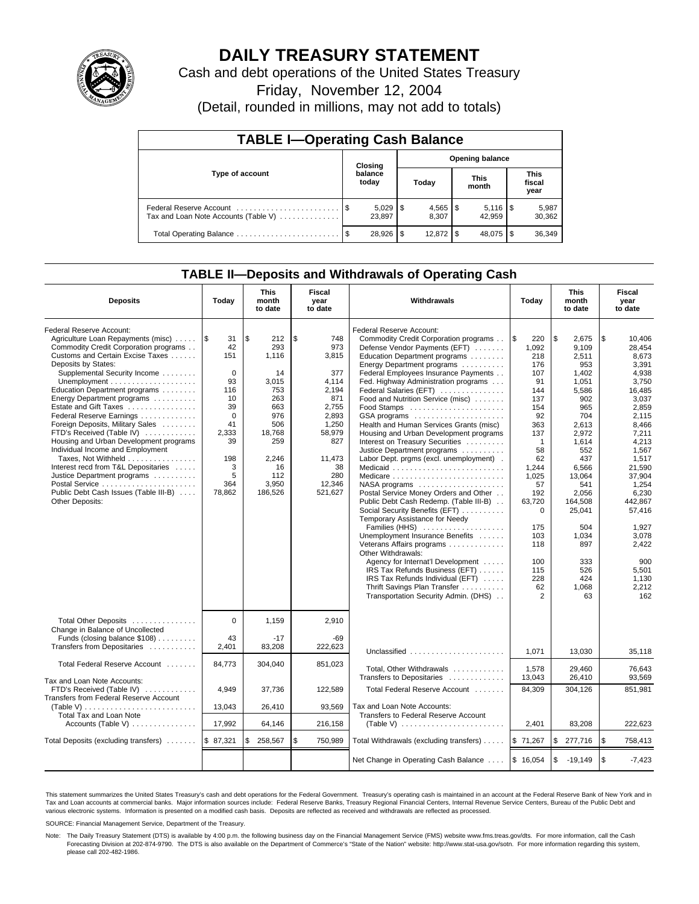# DAILY TREASURY STATEMENT

Cash and debt operations of the United States Treasury

Friday, November 12, 2004

(Detail, rounded in millions, may not add to totals)

## TABLE I—Operating Cash Balance

| Type of account | Closing balance today | Opening balance Today | Opening balance This month | Opening balance This fiscal year |
|---|---|---|---|---|
| Federal Reserve Account | $ 5,029 | $ 4,565 | $ 5,116 | $ 5,987 |
| Tax and Loan Note Accounts (Table V) | 23,897 | 8,307 | 42,959 | 30,362 |
| Total Operating Balance | $ 28,926 | $ 12,872 | $ 48,075 | $ 36,349 |

## TABLE II—Deposits and Withdrawals of Operating Cash

| Deposits | Today | This month to date | Fiscal year to date | Withdrawals | Today | This month to date | Fiscal year to date |
|---|---|---|---|---|---|---|---|
| Federal Reserve Account: | | | | Federal Reserve Account: | | | |
| Agriculture Loan Repayments (misc) | $ 31 | $ 212 | $ 748 | Commodity Credit Corporation programs | $ 220 | $ 2,675 | $ 10,406 |
| Commodity Credit Corporation programs | 42 | 293 | 973 | Defense Vendor Payments (EFT) | 1,092 | 9,109 | 28,454 |
| Customs and Certain Excise Taxes | 151 | 1,116 | 3,815 | Education Department programs | 218 | 2,511 | 8,673 |
| Deposits by States: | | | | Energy Department programs | 176 | 953 | 3,391 |
| Supplemental Security Income | 0 | 14 | 377 | Federal Employees Insurance Payments | 107 | 1,402 | 4,938 |
| Unemployment | 93 | 3,015 | 4,114 | Fed. Highway Administration programs | 91 | 1,051 | 3,750 |
| Education Department programs | 116 | 753 | 2,194 | Federal Salaries (EFT) | 144 | 5,586 | 16,485 |
| Energy Department programs | 10 | 263 | 871 | Food and Nutrition Service (misc) | 137 | 902 | 3,037 |
| Estate and Gift Taxes | 39 | 663 | 2,755 | Food Stamps | 154 | 965 | 2,859 |
| Federal Reserve Earnings | 0 | 976 | 2,893 | GSA programs | 92 | 704 | 2,115 |
| Foreign Deposits, Military Sales | 41 | 506 | 1,250 | Health and Human Services Grants (misc) | 363 | 2,613 | 8,466 |
| FTD's Received (Table IV) | 2,333 | 18,768 | 58,979 | Housing and Urban Development programs | 137 | 2,972 | 7,211 |
| Housing and Urban Development programs | 39 | 259 | 827 | Interest on Treasury Securities | 1 | 1,614 | 4,213 |
| Individual Income and Employment | | | | Justice Department programs | 58 | 552 | 1,567 |
| Taxes, Not Withheld | 198 | 2,246 | 11,473 | Labor Dept. prgms (excl. unemployment) | 62 | 437 | 1,517 |
| Interest recd from T&L Depositaries | 3 | 16 | 38 | Medicaid | 1,244 | 6,566 | 21,590 |
| Justice Department programs | 5 | 112 | 280 | Medicare | 1,025 | 13,064 | 37,904 |
| Postal Service | 364 | 3,950 | 12,346 | NASA programs | 57 | 541 | 1,254 |
| Public Debt Cash Issues (Table III-B) | 78,862 | 186,526 | 521,627 | Postal Service Money Orders and Other | 192 | 2,056 | 6,230 |
| Other Deposits: | | | | Public Debt Cash Redemp. (Table III-B) | 63,720 | 164,508 | 442,867 |
| | | | | Social Security Benefits (EFT) | 0 | 25,041 | 57,416 |
| | | | | Temporary Assistance for Needy | | | |
| | | | | Families (HHS) | 175 | 504 | 1,927 |
| | | | | Unemployment Insurance Benefits | 103 | 1,034 | 3,078 |
| | | | | Veterans Affairs programs | 118 | 897 | 2,422 |
| | | | | Other Withdrawals: | | | |
| | | | | Agency for Internat'l Development | 100 | 333 | 900 |
| | | | | IRS Tax Refunds Business (EFT) | 115 | 526 | 5,501 |
| | | | | IRS Tax Refunds Individual (EFT) | 228 | 424 | 1,130 |
| | | | | Thrift Savings Plan Transfer | 62 | 1,068 | 2,212 |
| | | | | Transportation Security Admin. (DHS) | 2 | 63 | 162 |
| Total Other Deposits | 0 | 1,159 | 2,910 | | | | |
| Change in Balance of Uncollected | | | | | | | |
| Funds (closing balance $108) | 43 | -17 | -69 | | | | |
| Transfers from Depositaries | 2,401 | 83,208 | 222,623 | Unclassified | 1,071 | 13,030 | 35,118 |
| Total Federal Reserve Account | 84,773 | 304,040 | 851,023 | Total, Other Withdrawals | 1,578 | 29,460 | 76,643 |
| | | | | Transfers to Depositaries | 13,043 | 26,410 | 93,569 |
| Tax and Loan Note Accounts: | | | | | | | |
| FTD's Received (Table IV) | 4,949 | 37,736 | 122,589 | Total Federal Reserve Account | 84,309 | 304,126 | 851,981 |
| Transfers from Federal Reserve Account (Table V) | 13,043 | 26,410 | 93,569 | Tax and Loan Note Accounts: | | | |
| Total Tax and Loan Note Accounts (Table V) | 17,992 | 64,146 | 216,158 | Transfers to Federal Reserve Account (Table V) | 2,401 | 83,208 | 222,623 |
| Total Deposits (excluding transfers) | $ 87,321 | $ 258,567 | $ 750,989 | Total Withdrawals (excluding transfers) | $ 71,267 | $ 277,716 | $ 758,413 |
| | | | | Net Change in Operating Cash Balance | $ 16,054 | $ -19,149 | $ -7,423 |

This statement summarizes the United States Treasury's cash and debt operations for the Federal Government. Treasury's operating cash is maintained in an account at the Federal Reserve Bank of New York and in Tax and Loan accounts at commercial banks. Major information sources include: Federal Reserve Banks, Treasury Regional Financial Centers, Internal Revenue Service Centers, Bureau of the Public Debt and various electronic systems. Information is presented on a modified cash basis. Deposits are reflected as received and withdrawals are reflected as processed.

SOURCE: Financial Management Service, Department of the Treasury.

Note: The Daily Treasury Statement (DTS) is available by 4:00 p.m. the following business day on the Financial Management Service (FMS) website www.fms.treas.gov/dts. For more information, call the Cash Forecasting Division at 202-874-9790. The DTS is also available on the Department of Commerce's "State of the Nation" website: http://www.stat-usa.gov/sotn. For more information regarding this system, please call 202-482-1986.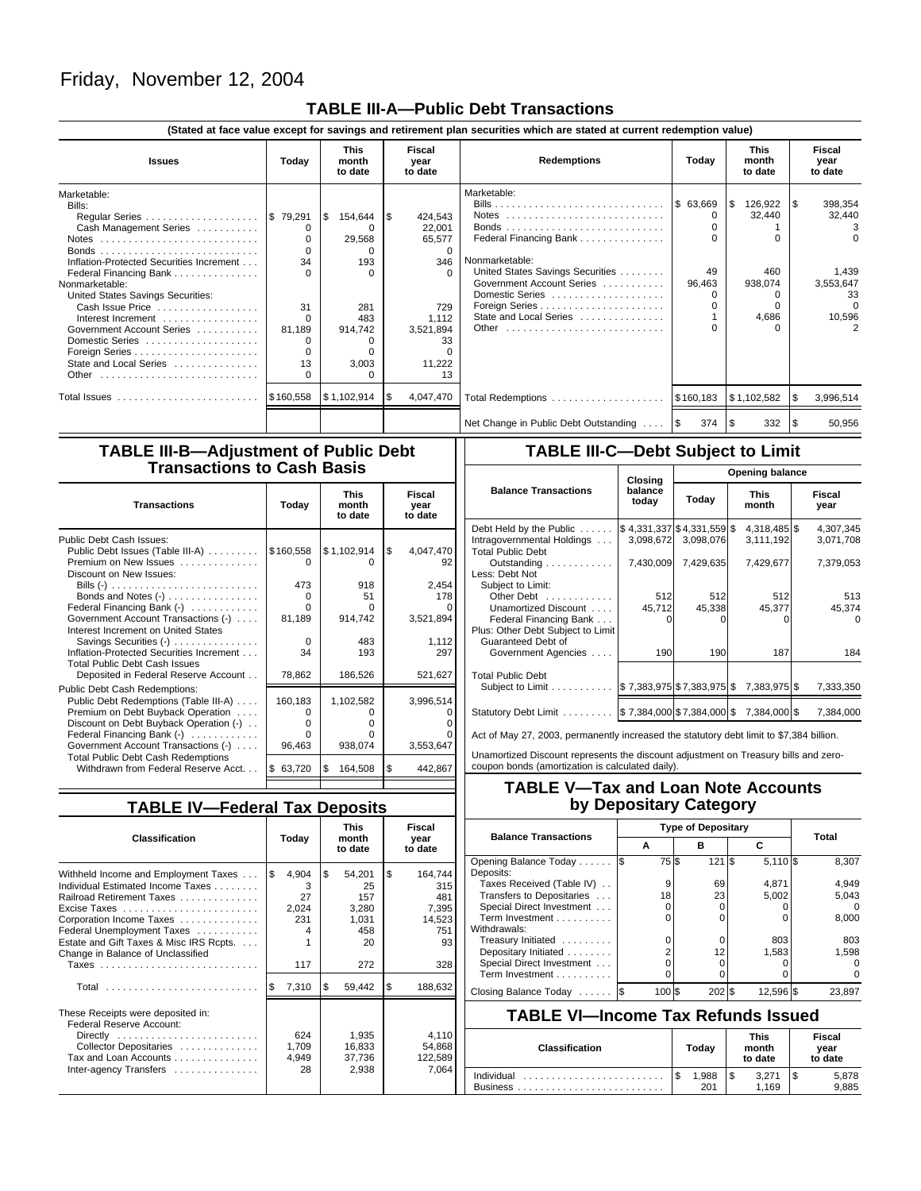Friday, November 12, 2004

## TABLE III-A—Public Debt Transactions

(Stated at face value except for savings and retirement plan securities which are stated at current redemption value)

| Issues | Today | This month to date | Fiscal year to date |
|---|---|---|---|
| Marketable: | | | |
| Bills: | | | |
| Regular Series | $ 79,291 | $ 154,644 | $ 424,543 |
| Cash Management Series | 0 | 0 | 22,001 |
| Notes | 0 | 29,568 | 65,577 |
| Bonds | 0 | 0 | 0 |
| Inflation-Protected Securities Increment | 34 | 193 | 346 |
| Federal Financing Bank | 0 | 0 | 0 |
| Nonmarketable: | | | |
| United States Savings Securities: | | | |
| Cash Issue Price | 31 | 281 | 729 |
| Interest Increment | 0 | 483 | 1,112 |
| Government Account Series | 81,189 | 914,742 | 3,521,894 |
| Domestic Series | 0 | 0 | 33 |
| Foreign Series | 0 | 0 | 0 |
| State and Local Series | 13 | 3,003 | 11,222 |
| Other | 0 | 0 | 13 |
| Total Issues | $160,558 | $1,102,914 | $ 4,047,470 |

| Redemptions | Today | This month to date | Fiscal year to date |
|---|---|---|---|
| Marketable: | | | |
| Bills | $ 63,669 | $ 126,922 | $ 398,354 |
| Notes | 0 | 32,440 | 32,440 |
| Bonds | 0 | 1 | 3 |
| Federal Financing Bank | 0 | 0 | 0 |
| Nonmarketable: | | | |
| United States Savings Securities | 49 | 460 | 1,439 |
| Government Account Series | 96,463 | 938,074 | 3,553,647 |
| Domestic Series | 0 | 0 | 33 |
| Foreign Series | 0 | 0 | 0 |
| State and Local Series | 1 | 4,686 | 10,596 |
| Other | 0 | 0 | 2 |
| Total Redemptions | $160,183 | $1,102,582 | $ 3,996,514 |
| Net Change in Public Debt Outstanding | $ 374 | $ 332 | $ 50,956 |

## TABLE III-B—Adjustment of Public Debt Transactions to Cash Basis

| Transactions | Today | This month to date | Fiscal year to date |
|---|---|---|---|
| Public Debt Cash Issues: | | | |
| Public Debt Issues (Table III-A) | $160,558 | $1,102,914 | $ 4,047,470 |
| Premium on New Issues | 0 | 0 | 92 |
| Discount on New Issues: | | | |
| Bills (-) | 473 | 918 | 2,454 |
| Bonds and Notes (-) | 0 | 51 | 178 |
| Federal Financing Bank (-) | 0 | 0 | 0 |
| Government Account Transactions (-) | 81,189 | 914,742 | 3,521,894 |
| Interest Increment on United States Savings Securities (-) | 0 | 483 | 1,112 |
| Inflation-Protected Securities Increment | 34 | 193 | 297 |
| Total Public Debt Cash Issues Deposited in Federal Reserve Account | 78,862 | 186,526 | 521,627 |
| Public Debt Cash Redemptions: | | | |
| Public Debt Redemptions (Table III-A) | 160,183 | 1,102,582 | 3,996,514 |
| Premium on Debt Buyback Operation | 0 | 0 | 0 |
| Discount on Debt Buyback Operation (-) | 0 | 0 | 0 |
| Federal Financing Bank (-) | 0 | 0 | 0 |
| Government Account Transactions (-) | 96,463 | 938,074 | 3,553,647 |
| Total Public Debt Cash Redemptions Withdrawn from Federal Reserve Acct. | $ 63,720 | $ 164,508 | $ 442,867 |

## TABLE III-C—Debt Subject to Limit

| Balance Transactions | Closing balance today | Opening balance Today | Opening balance This month | Opening balance Fiscal year |
|---|---|---|---|---|
| Debt Held by the Public | $ 4,331,337 | $ 4,331,559 | $ 4,318,485 | $ 4,307,345 |
| Intragovernmental Holdings | 3,098,672 | 3,098,076 | 3,111,192 | 3,071,708 |
| Total Public Debt Outstanding | 7,430,009 | 7,429,635 | 7,429,677 | 7,379,053 |
| Less: Debt Not Subject to Limit: | | | | |
| Other Debt | 512 | 512 | 512 | 513 |
| Unamortized Discount | 45,712 | 45,338 | 45,377 | 45,374 |
| Federal Financing Bank | 0 | 0 | 0 | 0 |
| Plus: Other Debt Subject to Limit Guaranteed Debt of Government Agencies | 190 | 190 | 187 | 184 |
| Total Public Debt Subject to Limit | $ 7,383,975 | $ 7,383,975 | $ 7,383,975 | $ 7,333,350 |
| Statutory Debt Limit | $ 7,384,000 | $ 7,384,000 | $ 7,384,000 | $ 7,384,000 |

Act of May 27, 2003, permanently increased the statutory debt limit to $7,384 billion.

Unamortized Discount represents the discount adjustment on Treasury bills and zero-coupon bonds (amortization is calculated daily).

## TABLE IV—Federal Tax Deposits

| Classification | Today | This month to date | Fiscal year to date |
|---|---|---|---|
| Withheld Income and Employment Taxes | $ 4,904 | $ 54,201 | $ 164,744 |
| Individual Estimated Income Taxes | 3 | 25 | 315 |
| Railroad Retirement Taxes | 27 | 157 | 481 |
| Excise Taxes | 2,024 | 3,280 | 7,395 |
| Corporation Income Taxes | 231 | 1,031 | 14,523 |
| Federal Unemployment Taxes | 4 | 458 | 751 |
| Estate and Gift Taxes & Misc IRS Rcpts. | 1 | 20 | 93 |
| Change in Balance of Unclassified Taxes | 117 | 272 | 328 |
| Total | $ 7,310 | $ 59,442 | $ 188,632 |
| These Receipts were deposited in: | | | |
| Federal Reserve Account: | | | |
| Directly | 624 | 1,935 | 4,110 |
| Collector Depositaries | 1,709 | 16,833 | 54,868 |
| Tax and Loan Accounts | 4,949 | 37,736 | 122,589 |
| Inter-agency Transfers | 28 | 2,938 | 7,064 |

## TABLE V—Tax and Loan Note Accounts by Depositary Category

| Balance Transactions | Type of Depositary A | B | C | Total |
|---|---|---|---|---|
| Opening Balance Today | $ 75 | $ 121 | $ 5,110 | $ 8,307 |
| Deposits: | | | | |
| Taxes Received (Table IV) | 9 | 69 | 4,871 | 4,949 |
| Transfers to Depositaries | 18 | 23 | 5,002 | 5,043 |
| Special Direct Investment | 0 | 0 | 0 | 0 |
| Term Investment | 0 | 0 | 0 | 8,000 |
| Withdrawals: | | | | |
| Treasury Initiated | 0 | 0 | 803 | 803 |
| Depositary Initiated | 2 | 12 | 1,583 | 1,598 |
| Special Direct Investment | 0 | 0 | 0 | 0 |
| Term Investment | 0 | 0 | 0 | 0 |
| Closing Balance Today | $ 100 | $ 202 | $ 12,596 | $ 23,897 |

## TABLE VI—Income Tax Refunds Issued

| Classification | Today | This month to date | Fiscal year to date |
|---|---|---|---|
| Individual | $ 1,988 | $ 3,271 | $ 5,878 |
| Business | 201 | 1,169 | 9,885 |